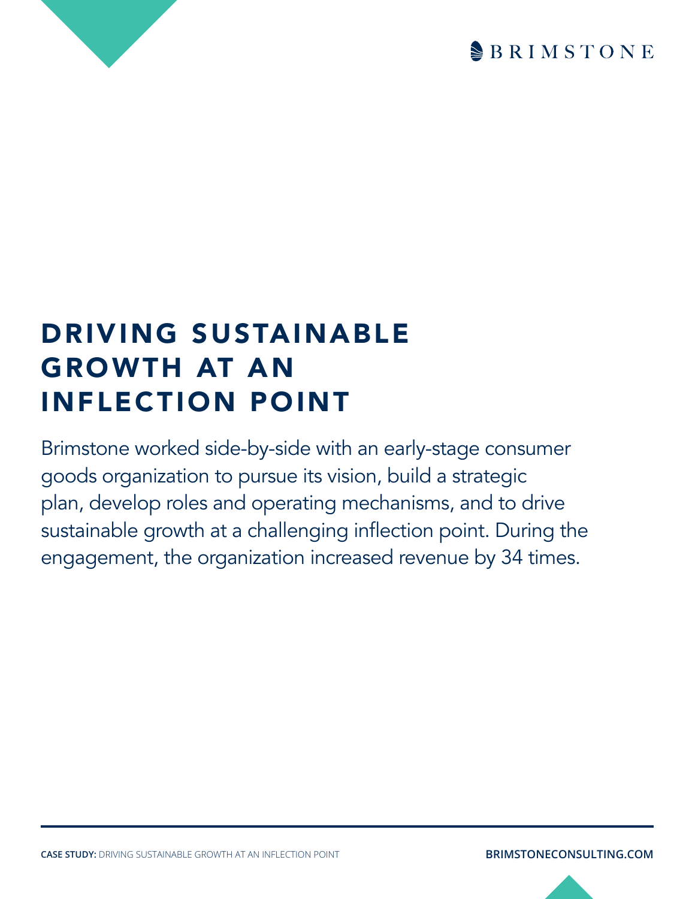# DRIVING SUSTAINABLE GROWTH AT AN INFLECTION POINT

Brimstone worked side-by-side with an early-stage consumer goods organization to pursue its vision, build a strategic plan, develop roles and operating mechanisms, and to drive sustainable growth at a challenging inflection point. During the engagement, the organization increased revenue by 34 times.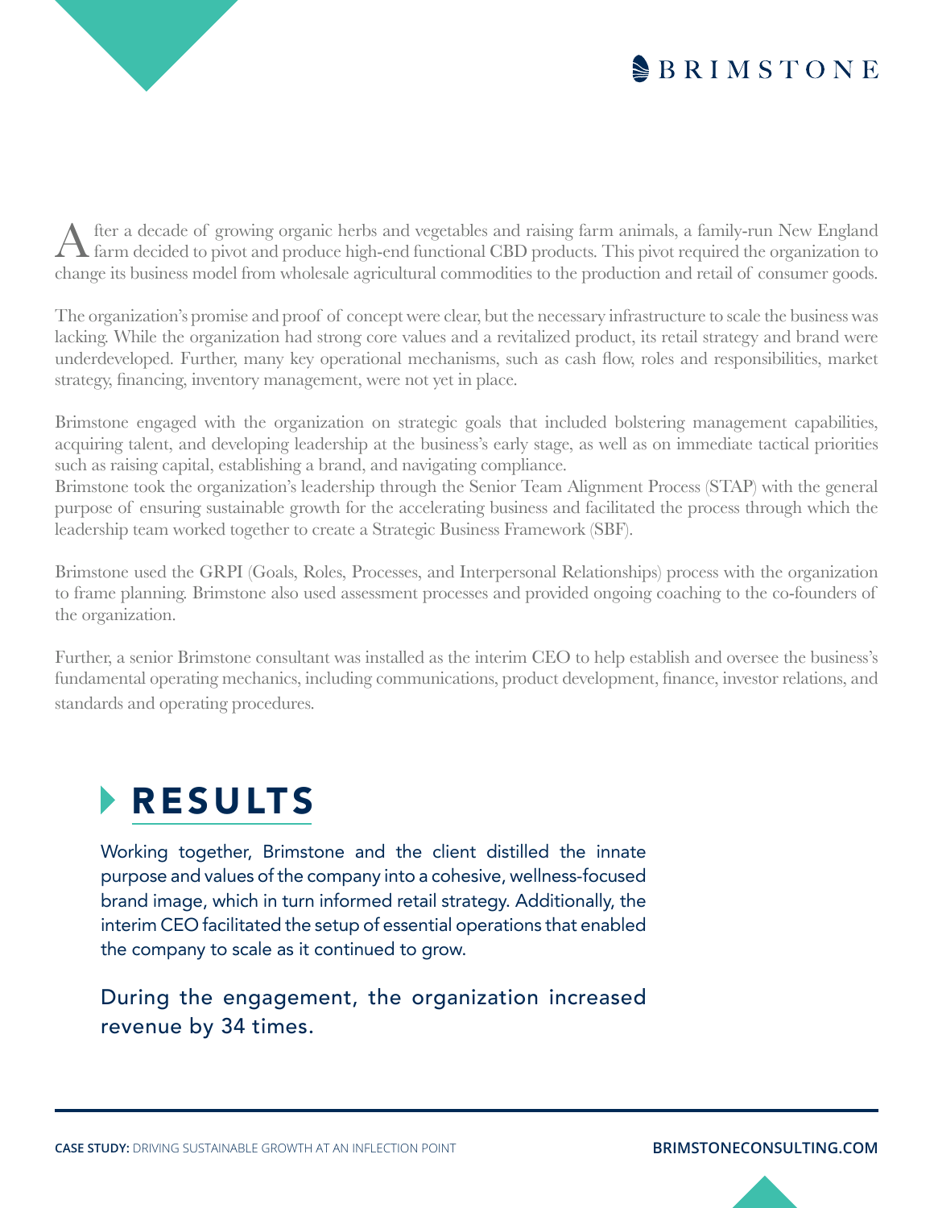After a decade of growing organic herbs and vegetables and raising farm animals, a family-run New England farm decided to pivot and produce high-end functional CBD products. This pivot required the organization to change its business model from wholesale agricultural commodities to the production and retail of consumer goods.

The organization's promise and proof of concept were clear, but the necessary infrastructure to scale the business was lacking. While the organization had strong core values and a revitalized product, its retail strategy and brand were underdeveloped. Further, many key operational mechanisms, such as cash flow, roles and responsibilities, market strategy, financing, inventory management, were not yet in place.

Brimstone engaged with the organization on strategic goals that included bolstering management capabilities, acquiring talent, and developing leadership at the business's early stage, as well as on immediate tactical priorities such as raising capital, establishing a brand, and navigating compliance.
Brimstone took the organization's leadership through the Senior Team Alignment Process (STAP) with the general purpose of ensuring sustainable growth for the accelerating business and facilitated the process through which the leadership team worked together to create a Strategic Business Framework (SBF).

Brimstone used the GRPI (Goals, Roles, Processes, and Interpersonal Relationships) process with the organization to frame planning. Brimstone also used assessment processes and provided ongoing coaching to the co-founders of the organization.

Further, a senior Brimstone consultant was installed as the interim CEO to help establish and oversee the business's fundamental operating mechanics, including communications, product development, finance, investor relations, and standards and operating procedures.

## RESULTS

Working together, Brimstone and the client distilled the innate purpose and values of the company into a cohesive, wellness-focused brand image, which in turn informed retail strategy. Additionally, the interim CEO facilitated the setup of essential operations that enabled the company to scale as it continued to grow.

During the engagement, the organization increased revenue by 34 times.